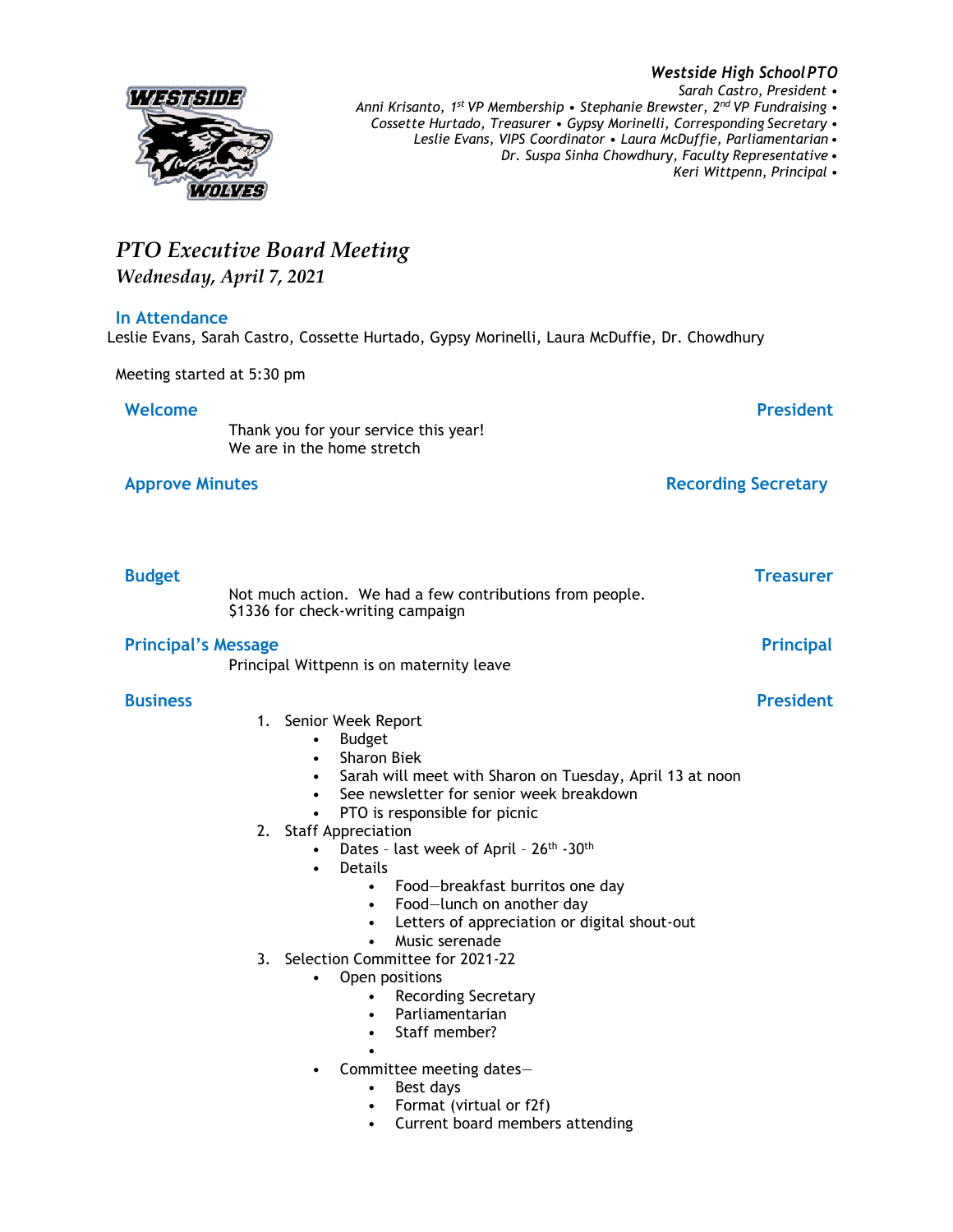***Westside High School PTO***

*Sarah Castro, President •*
*Anni Krisanto, 1st VP Membership • Stephanie Brewster, 2nd VP Fundraising •*
*Cossette Hurtado, Treasurer • Gypsy Morinelli, Corresponding Secretary •*
*Leslie Evans, VIPS Coordinator • Laura McDuffie, Parliamentarian •*
*Dr. Suspa Sinha Chowdhury, Faculty Representative •*
*Keri Wittpenn, Principal •*

# *PTO Executive Board Meeting*

***Wednesday, April 7, 2021***

## In Attendance

Leslie Evans, Sarah Castro, Cossette Hurtado, Gypsy Morinelli, Laura McDuffie, Dr. Chowdhury

Meeting started at 5:30 pm

## Welcome — President

Thank you for your service this year!
We are in the home stretch

## Approve Minutes — Recording Secretary

## Budget — Treasurer

Not much action. We had a few contributions from people.
$1336 for check-writing campaign

## Principal's Message — Principal

Principal Wittpenn is on maternity leave

## Business — President

1. Senior Week Report
   - Budget
   - Sharon Biek
   - Sarah will meet with Sharon on Tuesday, April 13 at noon
   - See newsletter for senior week breakdown
   - PTO is responsible for picnic
2. Staff Appreciation
   - Dates – last week of April – 26th -30th
   - Details
     - Food—breakfast burritos one day
     - Food—lunch on another day
     - Letters of appreciation or digital shout-out
     - Music serenade
3. Selection Committee for 2021-22
   - Open positions
     - Recording Secretary
     - Parliamentarian
     - Staff member?
     - 
   - Committee meeting dates—
     - Best days
     - Format (virtual or f2f)
     - Current board members attending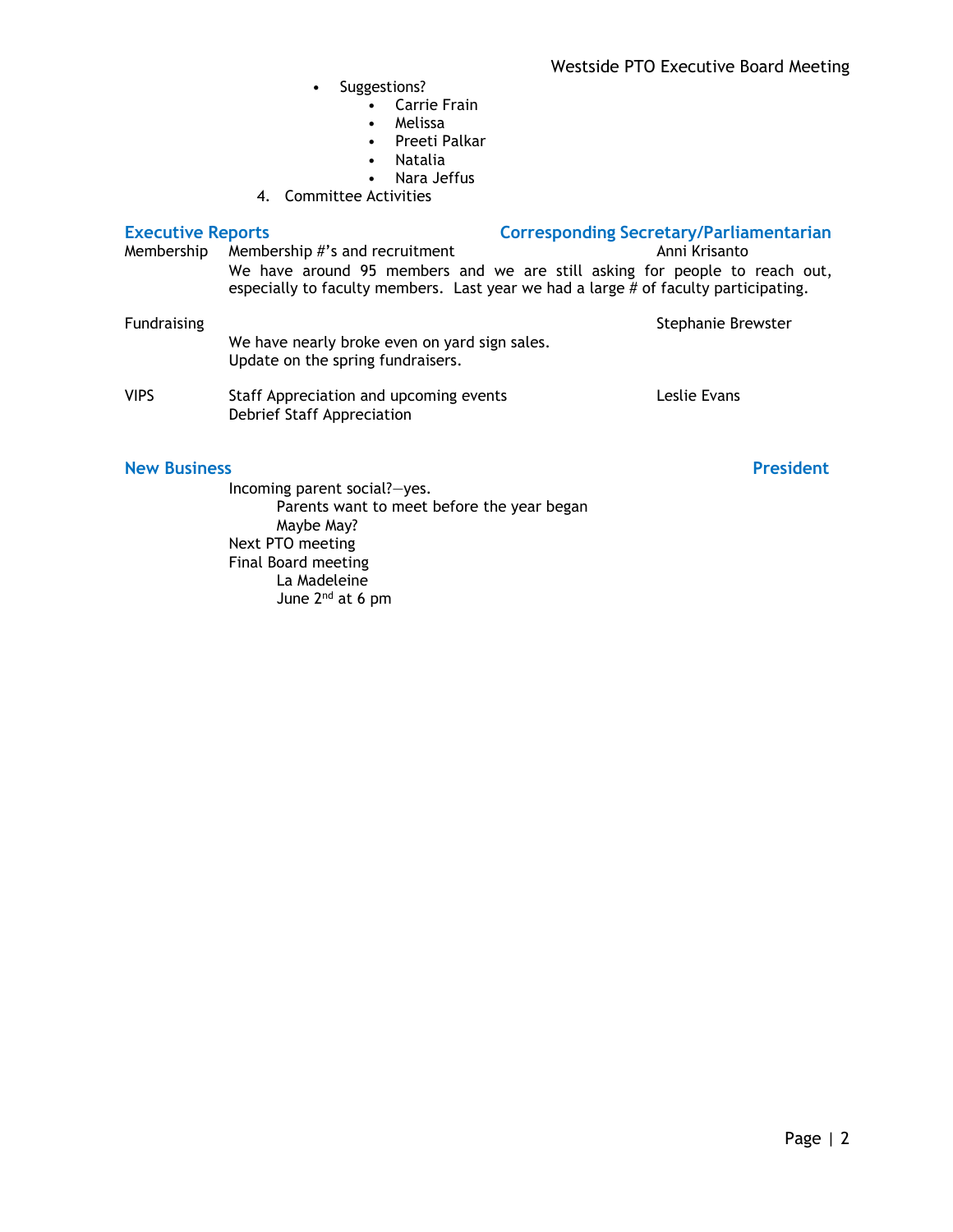- Suggestions?
    - Carrie Frain
    - Melissa
    - Preeti Palkar
    - Natalia
    - Nara Jeffus

4. Committee Activities

## Executive Reports — Corresponding Secretary/Parliamentarian

**Membership** — Membership #'s and recruitment — Anni Krisanto

We have around 95 members and we are still asking for people to reach out, especially to faculty members. Last year we had a large # of faculty participating.

**Fundraising** — Stephanie Brewster

We have nearly broke even on yard sign sales.
Update on the spring fundraisers.

**VIPS** — Staff Appreciation and upcoming events — Leslie Evans

Debrief Staff Appreciation

## New Business — President

Incoming parent social?—yes.
- Parents want to meet before the year began
- Maybe May?

Next PTO meeting

Final Board meeting
- La Madeleine
- June 2nd at 6 pm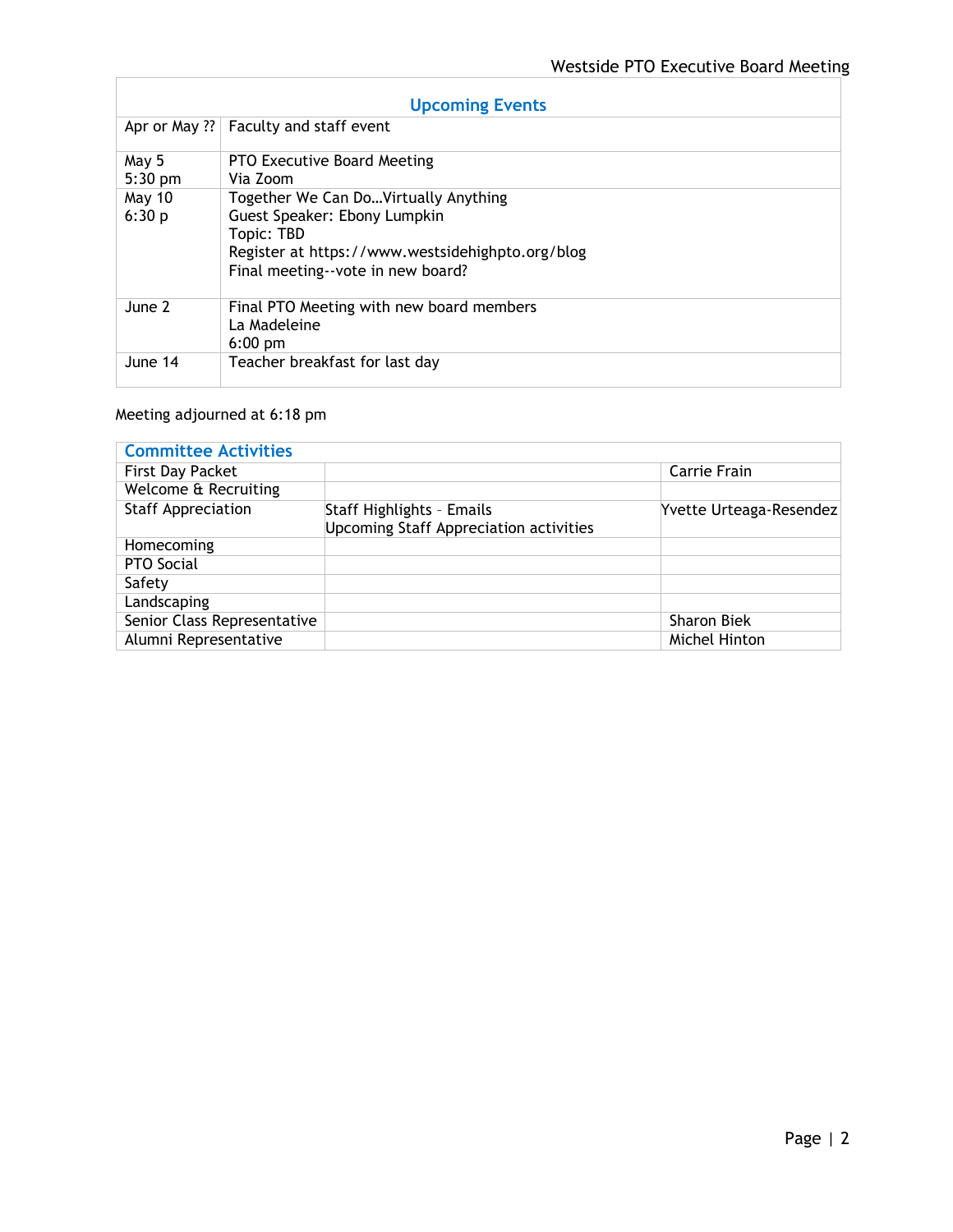| Upcoming Events | |
|---|---|
| Apr or May ?? | Faculty and staff event |
| May 5<br>5:30 pm | PTO Executive Board Meeting<br>Via Zoom |
| May 10<br>6:30 p | Together We Can Do…Virtually Anything<br>Guest Speaker: Ebony Lumpkin<br>Topic: TBD<br>Register at https://www.westsidehighpto.org/blog<br>Final meeting--vote in new board? |
| June 2 | Final PTO Meeting with new board members<br>La Madeleine<br>6:00 pm |
| June 14 | Teacher breakfast for last day |

Meeting adjourned at 6:18 pm

| Committee Activities | | |
|---|---|---|
| First Day Packet | | Carrie Frain |
| Welcome & Recruiting | | |
| Staff Appreciation | Staff Highlights – Emails<br>Upcoming Staff Appreciation activities | Yvette Urteaga-Resendez |
| Homecoming | | |
| PTO Social | | |
| Safety | | |
| Landscaping | | |
| Senior Class Representative | | Sharon Biek |
| Alumni Representative | | Michel Hinton |